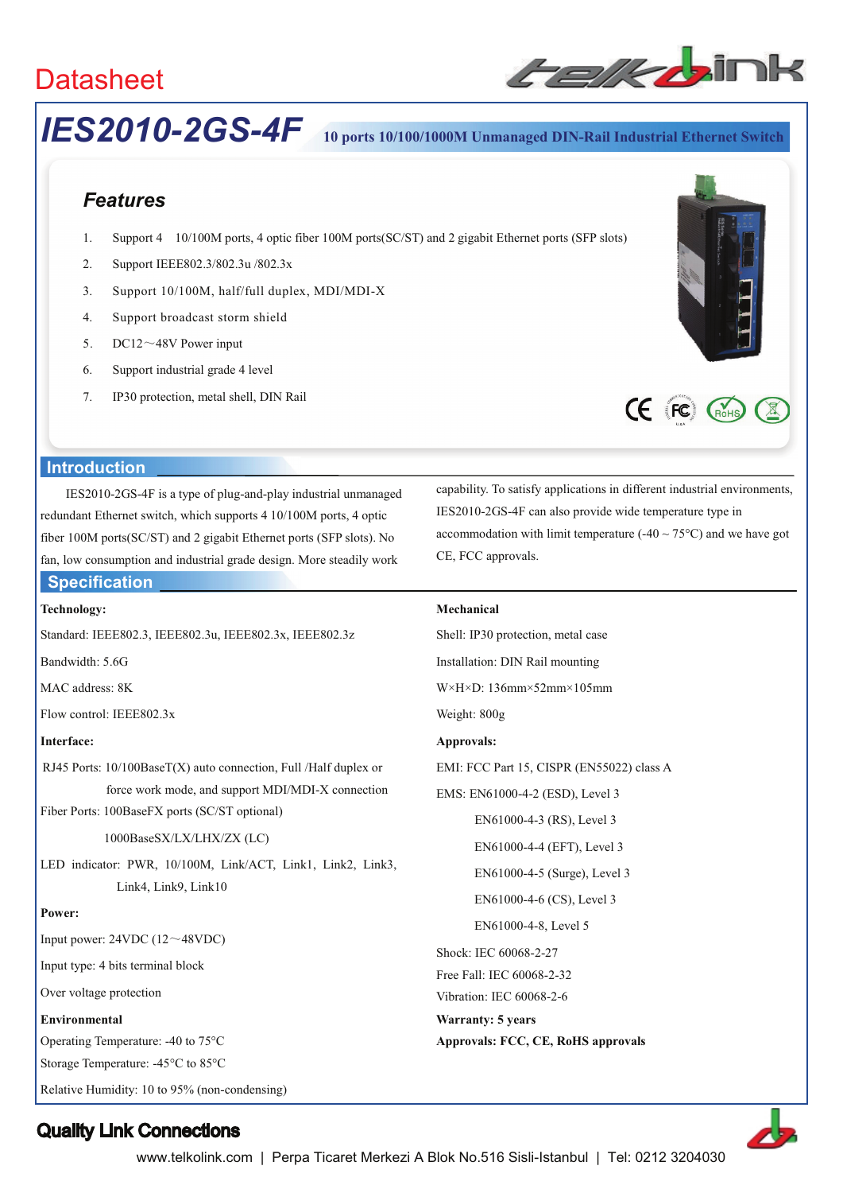Datasheet

# IES2010-2GS-4F

**10 ports 10/100/1000M Unmanaged DIN-Rail Industrial Ethernet Switch**

## Features

1. Support 4 10/100M ports, 4 optic fiber 100M ports(SC/ST) and 2 gigabit Ethernet ports (SFP slots)
2. Support IEEE802.3/802.3u /802.3x
3. Support 10/100M, half/full duplex, MDI/MDI-X
4. Support broadcast storm shield
5. DC12～48V Power input
6. Support industrial grade 4 level
7. IP30 protection, metal shell, DIN Rail

## Introduction

IES2010-2GS-4F is a type of plug-and-play industrial unmanaged redundant Ethernet switch, which supports 4 10/100M ports, 4 optic fiber 100M ports(SC/ST) and 2 gigabit Ethernet ports (SFP slots). No fan, low consumption and industrial grade design. More steadily work capability. To satisfy applications in different industrial environments, IES2010-2GS-4F can also provide wide temperature type in accommodation with limit temperature (-40 ~ 75°C) and we have got CE, FCC approvals.

## Specification

**Technology:**

Standard: IEEE802.3, IEEE802.3u, IEEE802.3x, IEEE802.3z

Bandwidth: 5.6G

MAC address: 8K

Flow control: IEEE802.3x

**Interface:**

RJ45 Ports: 10/100BaseT(X) auto connection, Full /Half duplex or force work mode, and support MDI/MDI-X connection

Fiber Ports: 100BaseFX ports (SC/ST optional)

1000BaseSX/LX/LHX/ZX (LC)

LED indicator: PWR, 10/100M, Link/ACT, Link1, Link2, Link3, Link4, Link9, Link10

**Power:**

Input power: 24VDC (12～48VDC)

Input type: 4 bits terminal block

Over voltage protection

**Environmental**

Operating Temperature: -40 to 75°C

Storage Temperature: -45°C to 85°C

Relative Humidity: 10 to 95% (non-condensing)

**Mechanical**

Shell: IP30 protection, metal case

Installation: DIN Rail mounting

W×H×D: 136mm×52mm×105mm

Weight: 800g

**Approvals:**

EMI: FCC Part 15, CISPR (EN55022) class A

EMS: EN61000-4-2 (ESD), Level 3

EN61000-4-3 (RS), Level 3

EN61000-4-4 (EFT), Level 3

EN61000-4-5 (Surge), Level 3

EN61000-4-6 (CS), Level 3

EN61000-4-8, Level 5

Shock: IEC 60068-2-27

Free Fall: IEC 60068-2-32

Vibration: IEC 60068-2-6

**Warranty: 5 years**

**Approvals: FCC, CE, RoHS approvals**

**Quality Link Connections**

www.telkolink.com | Perpa Ticaret Merkezi A Blok No.516 Sisli-Istanbul | Tel: 0212 3204030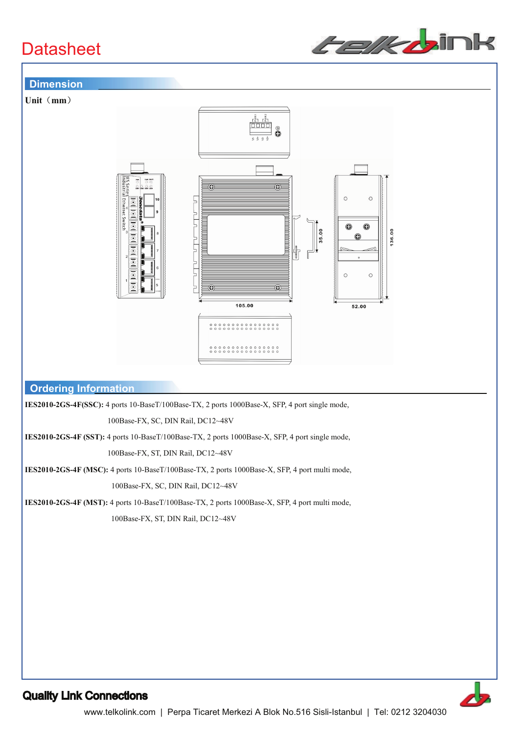## Dimension

**Unit（mm）**

105.00

35.00

52.00

136.00

## Ordering Information

**IES2010-2GS-4F(SSC):** 4 ports 10-BaseT/100Base-TX, 2 ports 1000Base-X, SFP, 4 port single mode, 100Base-FX, SC, DIN Rail, DC12~48V

**IES2010-2GS-4F (SST):** 4 ports 10-BaseT/100Base-TX, 2 ports 1000Base-X, SFP, 4 port single mode, 100Base-FX, ST, DIN Rail, DC12~48V

**IES2010-2GS-4F (MSC):** 4 ports 10-BaseT/100Base-TX, 2 ports 1000Base-X, SFP, 4 port multi mode, 100Base-FX, SC, DIN Rail, DC12~48V

**IES2010-2GS-4F (MST):** 4 ports 10-BaseT/100Base-TX, 2 ports 1000Base-X, SFP, 4 port multi mode, 100Base-FX, ST, DIN Rail, DC12~48V